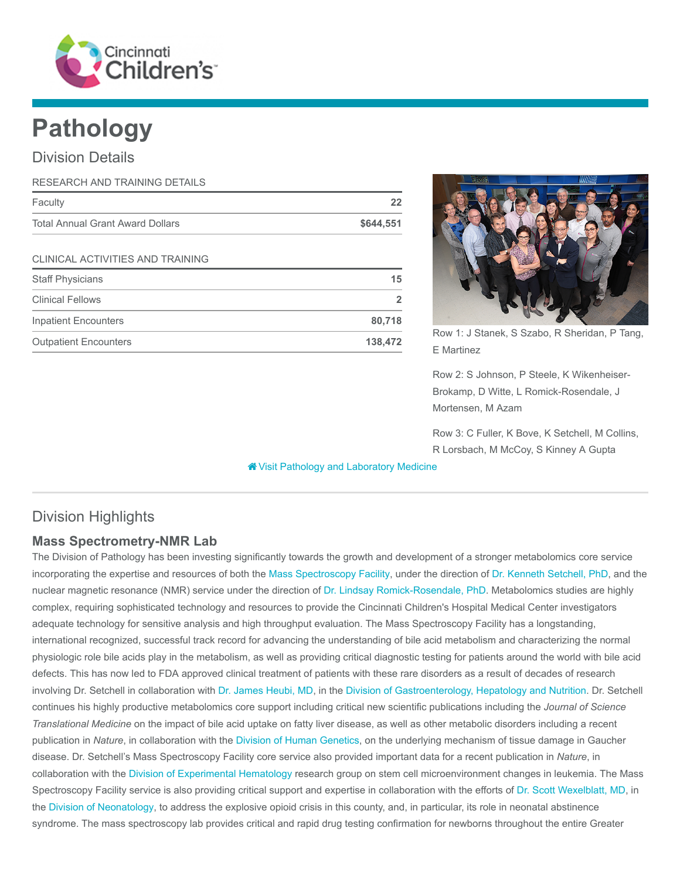# Pathology

## Division Details

| RESEARCH AND TRAINING DETAILS | |
|---|---|
| Faculty | 22 |
| Total Annual Grant Award Dollars | $644,551 |

| CLINICAL ACTIVITIES AND TRAINING | |
|---|---|
| Staff Physicians | 15 |
| Clinical Fellows | 2 |
| Inpatient Encounters | 80,718 |
| Outpatient Encounters | 138,472 |

Row 1: J Stanek, S Szabo, R Sheridan, P Tang, E Martinez

Row 2: S Johnson, P Steele, K Wikenheiser-Brokamp, D Witte, L Romick-Rosendale, J Mortensen, M Azam

Row 3: C Fuller, K Bove, K Setchell, M Collins, R Lorsbach, M McCoy, S Kinney A Gupta

Visit Pathology and Laboratory Medicine

## Division Highlights

### Mass Spectrometry-NMR Lab

The Division of Pathology has been investing significantly towards the growth and development of a stronger metabolomics core service incorporating the expertise and resources of both the Mass Spectroscopy Facility, under the direction of Dr. Kenneth Setchell, PhD, and the nuclear magnetic resonance (NMR) service under the direction of Dr. Lindsay Romick-Rosendale, PhD. Metabolomics studies are highly complex, requiring sophisticated technology and resources to provide the Cincinnati Children's Hospital Medical Center investigators adequate technology for sensitive analysis and high throughput evaluation. The Mass Spectroscopy Facility has a longstanding, international recognized, successful track record for advancing the understanding of bile acid metabolism and characterizing the normal physiologic role bile acids play in the metabolism, as well as providing critical diagnostic testing for patients around the world with bile acid defects. This has now led to FDA approved clinical treatment of patients with these rare disorders as a result of decades of research involving Dr. Setchell in collaboration with Dr. James Heubi, MD, in the Division of Gastroenterology, Hepatology and Nutrition. Dr. Setchell continues his highly productive metabolomics core support including critical new scientific publications including the *Journal of Science Translational Medicine* on the impact of bile acid uptake on fatty liver disease, as well as other metabolic disorders including a recent publication in *Nature*, in collaboration with the Division of Human Genetics, on the underlying mechanism of tissue damage in Gaucher disease. Dr. Setchell's Mass Spectroscopy Facility core service also provided important data for a recent publication in *Nature*, in collaboration with the Division of Experimental Hematology research group on stem cell microenvironment changes in leukemia. The Mass Spectroscopy Facility service is also providing critical support and expertise in collaboration with the efforts of Dr. Scott Wexelblatt, MD, in the Division of Neonatology, to address the explosive opioid crisis in this county, and, in particular, its role in neonatal abstinence syndrome. The mass spectroscopy lab provides critical and rapid drug testing confirmation for newborns throughout the entire Greater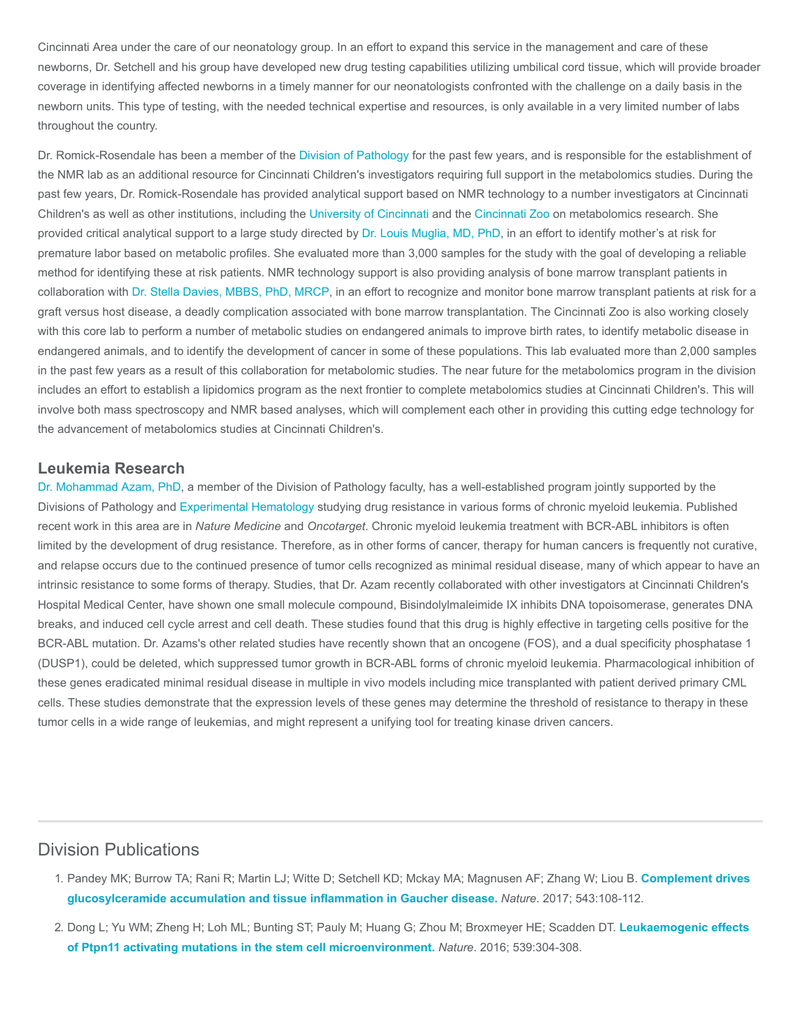Cincinnati Area under the care of our neonatology group. In an effort to expand this service in the management and care of these newborns, Dr. Setchell and his group have developed new drug testing capabilities utilizing umbilical cord tissue, which will provide broader coverage in identifying affected newborns in a timely manner for our neonatologists confronted with the challenge on a daily basis in the newborn units. This type of testing, with the needed technical expertise and resources, is only available in a very limited number of labs throughout the country.

Dr. Romick-Rosendale has been a member of the Division of Pathology for the past few years, and is responsible for the establishment of the NMR lab as an additional resource for Cincinnati Children's investigators requiring full support in the metabolomics studies. During the past few years, Dr. Romick-Rosendale has provided analytical support based on NMR technology to a number investigators at Cincinnati Children's as well as other institutions, including the University of Cincinnati and the Cincinnati Zoo on metabolomics research. She provided critical analytical support to a large study directed by Dr. Louis Muglia, MD, PhD, in an effort to identify mother's at risk for premature labor based on metabolic profiles. She evaluated more than 3,000 samples for the study with the goal of developing a reliable method for identifying these at risk patients. NMR technology support is also providing analysis of bone marrow transplant patients in collaboration with Dr. Stella Davies, MBBS, PhD, MRCP, in an effort to recognize and monitor bone marrow transplant patients at risk for a graft versus host disease, a deadly complication associated with bone marrow transplantation. The Cincinnati Zoo is also working closely with this core lab to perform a number of metabolic studies on endangered animals to improve birth rates, to identify metabolic disease in endangered animals, and to identify the development of cancer in some of these populations. This lab evaluated more than 2,000 samples in the past few years as a result of this collaboration for metabolomic studies. The near future for the metabolomics program in the division includes an effort to establish a lipidomics program as the next frontier to complete metabolomics studies at Cincinnati Children's. This will involve both mass spectroscopy and NMR based analyses, which will complement each other in providing this cutting edge technology for the advancement of metabolomics studies at Cincinnati Children's.

## Leukemia Research

Dr. Mohammad Azam, PhD, a member of the Division of Pathology faculty, has a well-established program jointly supported by the Divisions of Pathology and Experimental Hematology studying drug resistance in various forms of chronic myeloid leukemia. Published recent work in this area are in *Nature Medicine* and *Oncotarget*. Chronic myeloid leukemia treatment with BCR-ABL inhibitors is often limited by the development of drug resistance. Therefore, as in other forms of cancer, therapy for human cancers is frequently not curative, and relapse occurs due to the continued presence of tumor cells recognized as minimal residual disease, many of which appear to have an intrinsic resistance to some forms of therapy. Studies, that Dr. Azam recently collaborated with other investigators at Cincinnati Children's Hospital Medical Center, have shown one small molecule compound, Bisindolylmaleimide IX inhibits DNA topoisomerase, generates DNA breaks, and induced cell cycle arrest and cell death. These studies found that this drug is highly effective in targeting cells positive for the BCR-ABL mutation. Dr. Azams's other related studies have recently shown that an oncogene (FOS), and a dual specificity phosphatase 1 (DUSP1), could be deleted, which suppressed tumor growth in BCR-ABL forms of chronic myeloid leukemia. Pharmacological inhibition of these genes eradicated minimal residual disease in multiple in vivo models including mice transplanted with patient derived primary CML cells. These studies demonstrate that the expression levels of these genes may determine the threshold of resistance to therapy in these tumor cells in a wide range of leukemias, and might represent a unifying tool for treating kinase driven cancers.

---

## Division Publications

1. Pandey MK; Burrow TA; Rani R; Martin LJ; Witte D; Setchell KD; Mckay MA; Magnusen AF; Zhang W; Liou B. **Complement drives glucosylceramide accumulation and tissue inflammation in Gaucher disease.** *Nature*. 2017; 543:108-112.
2. Dong L; Yu WM; Zheng H; Loh ML; Bunting ST; Pauly M; Huang G; Zhou M; Broxmeyer HE; Scadden DT. **Leukaemogenic effects of Ptpn11 activating mutations in the stem cell microenvironment.** *Nature*. 2016; 539:304-308.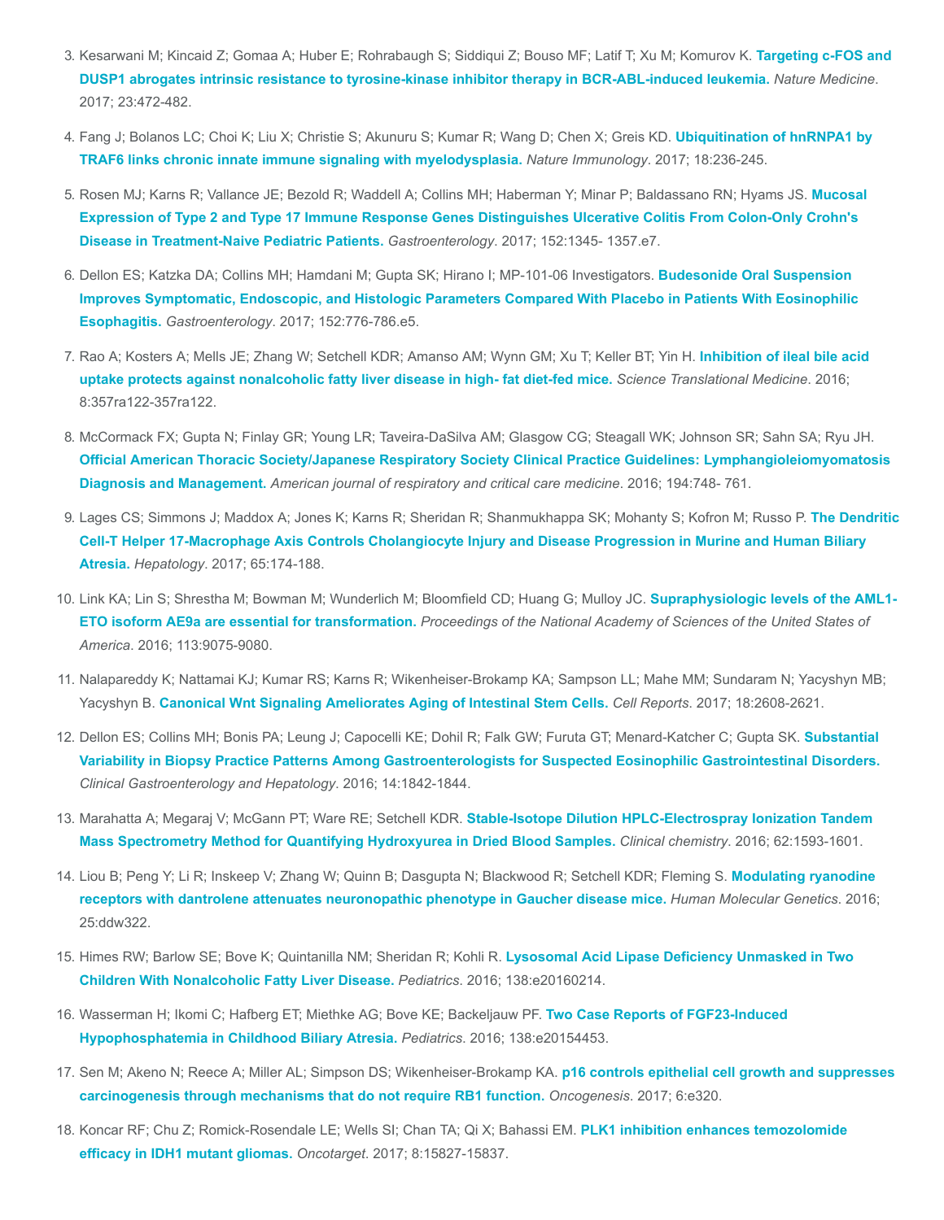3. Kesarwani M; Kincaid Z; Gomaa A; Huber E; Rohrabaugh S; Siddiqui Z; Bouso MF; Latif T; Xu M; Komurov K. **Targeting c-FOS and DUSP1 abrogates intrinsic resistance to tyrosine-kinase inhibitor therapy in BCR-ABL-induced leukemia.** *Nature Medicine*. 2017; 23:472-482.

4. Fang J; Bolanos LC; Choi K; Liu X; Christie S; Akunuru S; Kumar R; Wang D; Chen X; Greis KD. **Ubiquitination of hnRNPA1 by TRAF6 links chronic innate immune signaling with myelodysplasia.** *Nature Immunology*. 2017; 18:236-245.

5. Rosen MJ; Karns R; Vallance JE; Bezold R; Waddell A; Collins MH; Haberman Y; Minar P; Baldassano RN; Hyams JS. **Mucosal Expression of Type 2 and Type 17 Immune Response Genes Distinguishes Ulcerative Colitis From Colon-Only Crohn's Disease in Treatment-Naive Pediatric Patients.** *Gastroenterology*. 2017; 152:1345- 1357.e7.

6. Dellon ES; Katzka DA; Collins MH; Hamdani M; Gupta SK; Hirano I; MP-101-06 Investigators. **Budesonide Oral Suspension Improves Symptomatic, Endoscopic, and Histologic Parameters Compared With Placebo in Patients With Eosinophilic Esophagitis.** *Gastroenterology*. 2017; 152:776-786.e5.

7. Rao A; Kosters A; Mells JE; Zhang W; Setchell KDR; Amanso AM; Wynn GM; Xu T; Keller BT; Yin H. **Inhibition of ileal bile acid uptake protects against nonalcoholic fatty liver disease in high- fat diet-fed mice.** *Science Translational Medicine*. 2016; 8:357ra122-357ra122.

8. McCormack FX; Gupta N; Finlay GR; Young LR; Taveira-DaSilva AM; Glasgow CG; Steagall WK; Johnson SR; Sahn SA; Ryu JH. **Official American Thoracic Society/Japanese Respiratory Society Clinical Practice Guidelines: Lymphangioleiomyomatosis Diagnosis and Management.** *American journal of respiratory and critical care medicine*. 2016; 194:748- 761.

9. Lages CS; Simmons J; Maddox A; Jones K; Karns R; Sheridan R; Shanmukhappa SK; Mohanty S; Kofron M; Russo P. **The Dendritic Cell-T Helper 17-Macrophage Axis Controls Cholangiocyte Injury and Disease Progression in Murine and Human Biliary Atresia.** *Hepatology*. 2017; 65:174-188.

10. Link KA; Lin S; Shrestha M; Bowman M; Wunderlich M; Bloomfield CD; Huang G; Mulloy JC. **Supraphysiologic levels of the AML1-ETO isoform AE9a are essential for transformation.** *Proceedings of the National Academy of Sciences of the United States of America*. 2016; 113:9075-9080.

11. Nalapareddy K; Nattamai KJ; Kumar RS; Karns R; Wikenheiser-Brokamp KA; Sampson LL; Mahe MM; Sundaram N; Yacyshyn MB; Yacyshyn B. **Canonical Wnt Signaling Ameliorates Aging of Intestinal Stem Cells.** *Cell Reports*. 2017; 18:2608-2621.

12. Dellon ES; Collins MH; Bonis PA; Leung J; Capocelli KE; Dohil R; Falk GW; Furuta GT; Menard-Katcher C; Gupta SK. **Substantial Variability in Biopsy Practice Patterns Among Gastroenterologists for Suspected Eosinophilic Gastrointestinal Disorders.** *Clinical Gastroenterology and Hepatology*. 2016; 14:1842-1844.

13. Marahatta A; Megaraj V; McGann PT; Ware RE; Setchell KDR. **Stable-Isotope Dilution HPLC-Electrospray Ionization Tandem Mass Spectrometry Method for Quantifying Hydroxyurea in Dried Blood Samples.** *Clinical chemistry*. 2016; 62:1593-1601.

14. Liou B; Peng Y; Li R; Inskeep V; Zhang W; Quinn B; Dasgupta N; Blackwood R; Setchell KDR; Fleming S. **Modulating ryanodine receptors with dantrolene attenuates neuronopathic phenotype in Gaucher disease mice.** *Human Molecular Genetics*. 2016; 25:ddw322.

15. Himes RW; Barlow SE; Bove K; Quintanilla NM; Sheridan R; Kohli R. **Lysosomal Acid Lipase Deficiency Unmasked in Two Children With Nonalcoholic Fatty Liver Disease.** *Pediatrics*. 2016; 138:e20160214.

16. Wasserman H; Ikomi C; Hafberg ET; Miethke AG; Bove KE; Backeljauw PF. **Two Case Reports of FGF23-Induced Hypophosphatemia in Childhood Biliary Atresia.** *Pediatrics*. 2016; 138:e20154453.

17. Sen M; Akeno N; Reece A; Miller AL; Simpson DS; Wikenheiser-Brokamp KA. **p16 controls epithelial cell growth and suppresses carcinogenesis through mechanisms that do not require RB1 function.** *Oncogenesis*. 2017; 6:e320.

18. Koncar RF; Chu Z; Romick-Rosendale LE; Wells SI; Chan TA; Qi X; Bahassi EM. **PLK1 inhibition enhances temozolomide efficacy in IDH1 mutant gliomas.** *Oncotarget*. 2017; 8:15827-15837.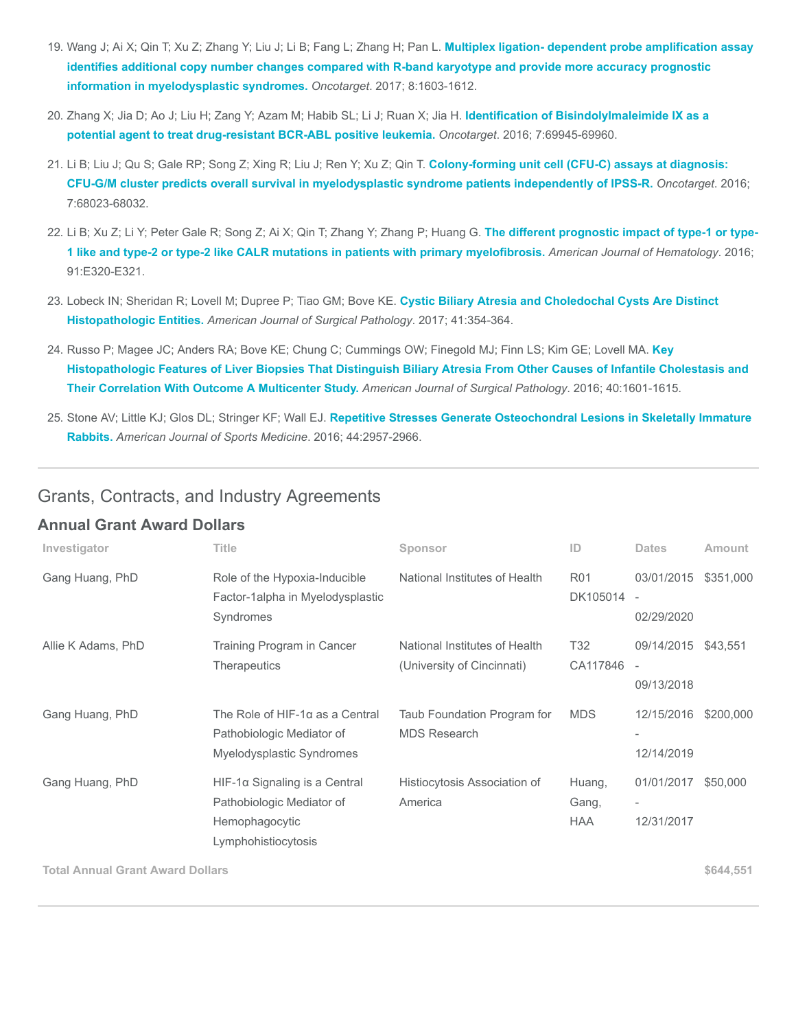19. Wang J; Ai X; Qin T; Xu Z; Zhang Y; Liu J; Li B; Fang L; Zhang H; Pan L. **Multiplex ligation- dependent probe amplification assay identifies additional copy number changes compared with R-band karyotype and provide more accuracy prognostic information in myelodysplastic syndromes.** *Oncotarget*. 2017; 8:1603-1612.

20. Zhang X; Jia D; Ao J; Liu H; Zang Y; Azam M; Habib SL; Li J; Ruan X; Jia H. **Identification of Bisindolylmaleimide IX as a potential agent to treat drug-resistant BCR-ABL positive leukemia.** *Oncotarget*. 2016; 7:69945-69960.

21. Li B; Liu J; Qu S; Gale RP; Song Z; Xing R; Liu J; Ren Y; Xu Z; Qin T. **Colony-forming unit cell (CFU-C) assays at diagnosis: CFU-G/M cluster predicts overall survival in myelodysplastic syndrome patients independently of IPSS-R.** *Oncotarget*. 2016; 7:68023-68032.

22. Li B; Xu Z; Li Y; Peter Gale R; Song Z; Ai X; Qin T; Zhang Y; Zhang P; Huang G. **The different prognostic impact of type-1 or type-1 like and type-2 or type-2 like CALR mutations in patients with primary myelofibrosis.** *American Journal of Hematology*. 2016; 91:E320-E321.

23. Lobeck IN; Sheridan R; Lovell M; Dupree P; Tiao GM; Bove KE. **Cystic Biliary Atresia and Choledochal Cysts Are Distinct Histopathologic Entities.** *American Journal of Surgical Pathology*. 2017; 41:354-364.

24. Russo P; Magee JC; Anders RA; Bove KE; Chung C; Cummings OW; Finegold MJ; Finn LS; Kim GE; Lovell MA. **Key Histopathologic Features of Liver Biopsies That Distinguish Biliary Atresia From Other Causes of Infantile Cholestasis and Their Correlation With Outcome A Multicenter Study.** *American Journal of Surgical Pathology*. 2016; 40:1601-1615.

25. Stone AV; Little KJ; Glos DL; Stringer KF; Wall EJ. **Repetitive Stresses Generate Osteochondral Lesions in Skeletally Immature Rabbits.** *American Journal of Sports Medicine*. 2016; 44:2957-2966.

## Grants, Contracts, and Industry Agreements

### Annual Grant Award Dollars

| Investigator | Title | Sponsor | ID | Dates | Amount |
|---|---|---|---|---|---|
| Gang Huang, PhD | Role of the Hypoxia-Inducible Factor-1alpha in Myelodysplastic Syndromes | National Institutes of Health | R01 DK105014 | 03/01/2015 - 02/29/2020 | $351,000 |
| Allie K Adams, PhD | Training Program in Cancer Therapeutics | National Institutes of Health (University of Cincinnati) | T32 CA117846 | 09/14/2015 - 09/13/2018 | $43,551 |
| Gang Huang, PhD | The Role of HIF-1α as a Central Pathobiologic Mediator of Myelodysplastic Syndromes | Taub Foundation Program for MDS Research | MDS | 12/15/2016 - 12/14/2019 | $200,000 |
| Gang Huang, PhD | HIF-1α Signaling is a Central Pathobiologic Mediator of Hemophagocytic Lymphohistiocytosis | Histiocytosis Association of America | Huang, Gang, HAA | 01/01/2017 - 12/31/2017 | $50,000 |
| **Total Annual Grant Award Dollars** | | | | | **$644,551** |